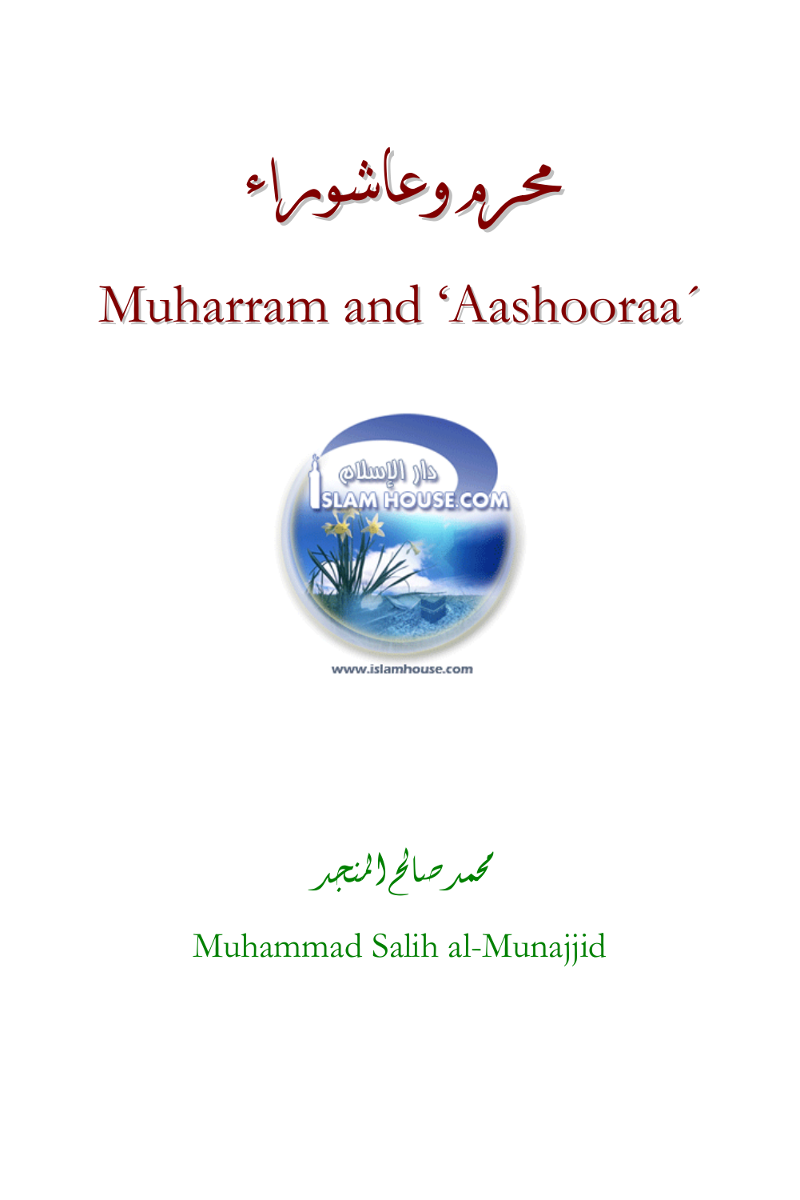# محرم وعاشوراء

# Muharram and 'Aashooraa'

www.islamhouse.com

محمد صالح المنجد

Muhammad Salih al-Munajjid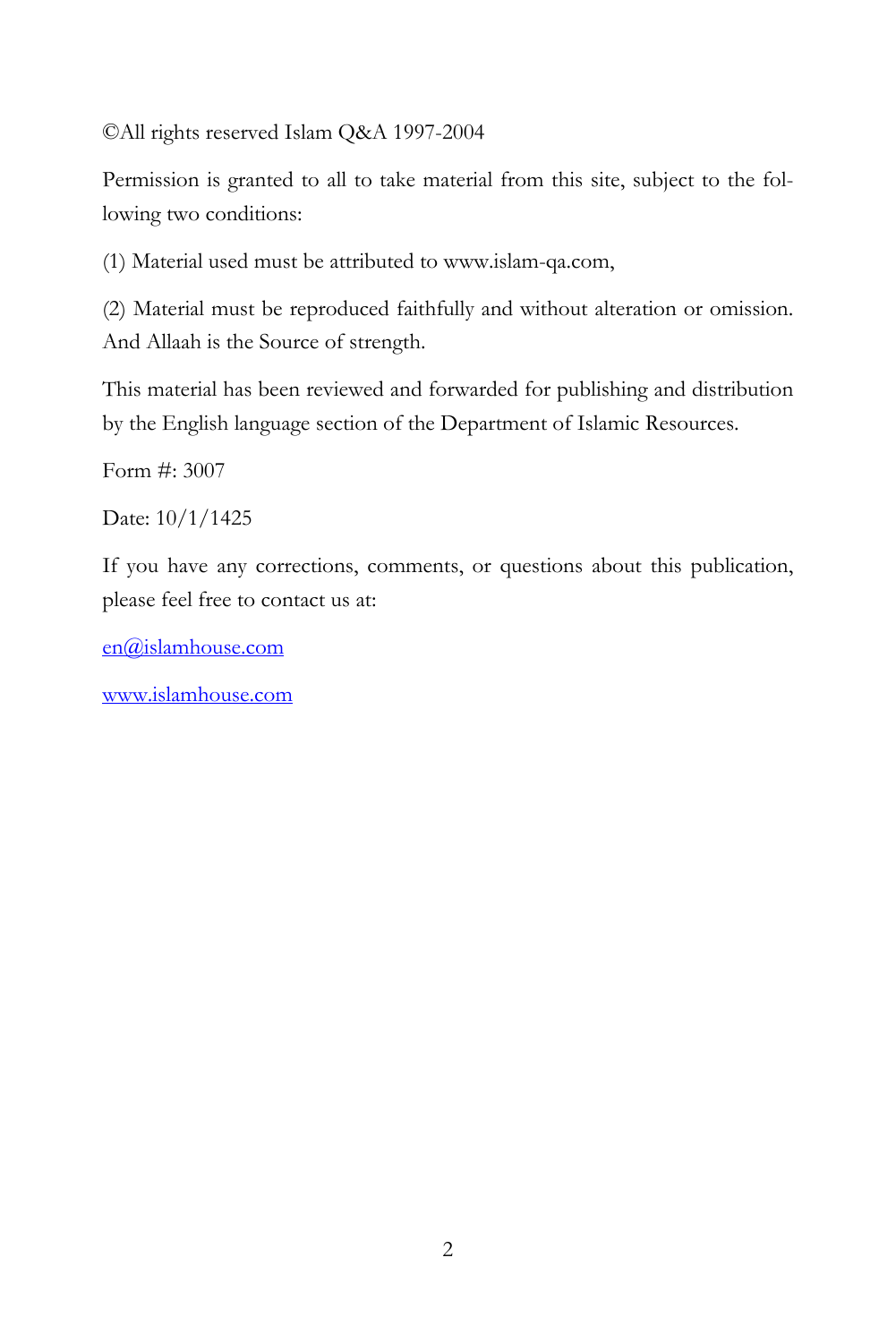©All rights reserved Islam Q&A 1997-2004

Permission is granted to all to take material from this site, subject to the following two conditions:

(1) Material used must be attributed to www.islam-qa.com,

(2) Material must be reproduced faithfully and without alteration or omission. And Allaah is the Source of strength.

This material has been reviewed and forwarded for publishing and distribution by the English language section of the Department of Islamic Resources.

Form #: 3007

Date: 10/1/1425

If you have any corrections, comments, or questions about this publication, please feel free to contact us at:

en@islamhouse.com

www.islamhouse.com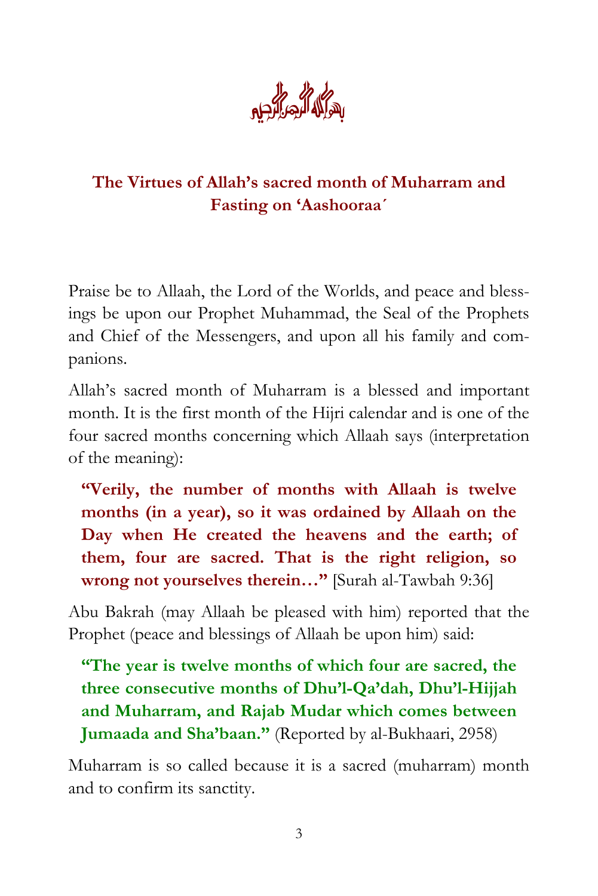بسم الله الرحمن الرحيم

# The Virtues of Allah's sacred month of Muharram and Fasting on 'Aashooraa´

Praise be to Allaah, the Lord of the Worlds, and peace and blessings be upon our Prophet Muhammad, the Seal of the Prophets and Chief of the Messengers, and upon all his family and companions.

Allah's sacred month of Muharram is a blessed and important month. It is the first month of the Hijri calendar and is one of the four sacred months concerning which Allaah says (interpretation of the meaning):

> **"Verily, the number of months with Allaah is twelve months (in a year), so it was ordained by Allaah on the Day when He created the heavens and the earth; of them, four are sacred. That is the right religion, so wrong not yourselves therein…"** [Surah al-Tawbah 9:36]

Abu Bakrah (may Allaah be pleased with him) reported that the Prophet (peace and blessings of Allaah be upon him) said:

> **"The year is twelve months of which four are sacred, the three consecutive months of Dhu'l-Qa'dah, Dhu'l-Hijjah and Muharram, and Rajab Mudar which comes between Jumaada and Sha'baan."** (Reported by al-Bukhaari, 2958)

Muharram is so called because it is a sacred (muharram) month and to confirm its sanctity.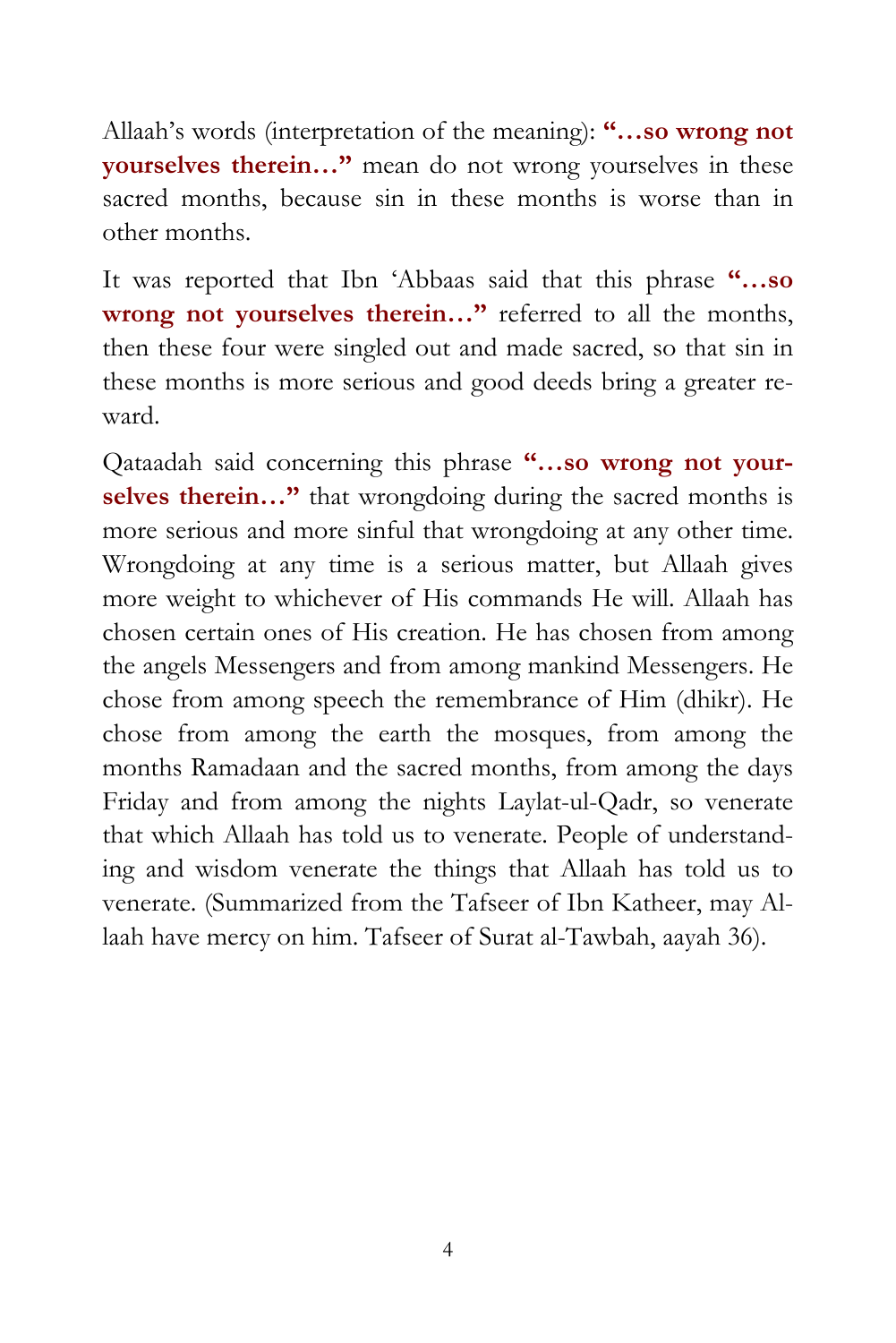Allaah's words (interpretation of the meaning): **"…so wrong not yourselves therein…"** mean do not wrong yourselves in these sacred months, because sin in these months is worse than in other months.

It was reported that Ibn 'Abbaas said that this phrase **"…so wrong not yourselves therein…"** referred to all the months, then these four were singled out and made sacred, so that sin in these months is more serious and good deeds bring a greater reward.

Qataadah said concerning this phrase **"…so wrong not yourselves therein…"** that wrongdoing during the sacred months is more serious and more sinful that wrongdoing at any other time. Wrongdoing at any time is a serious matter, but Allaah gives more weight to whichever of His commands He will. Allaah has chosen certain ones of His creation. He has chosen from among the angels Messengers and from among mankind Messengers. He chose from among speech the remembrance of Him (dhikr). He chose from among the earth the mosques, from among the months Ramadaan and the sacred months, from among the days Friday and from among the nights Laylat-ul-Qadr, so venerate that which Allaah has told us to venerate. People of understanding and wisdom venerate the things that Allaah has told us to venerate. (Summarized from the Tafseer of Ibn Katheer, may Allaah have mercy on him. Tafseer of Surat al-Tawbah, aayah 36).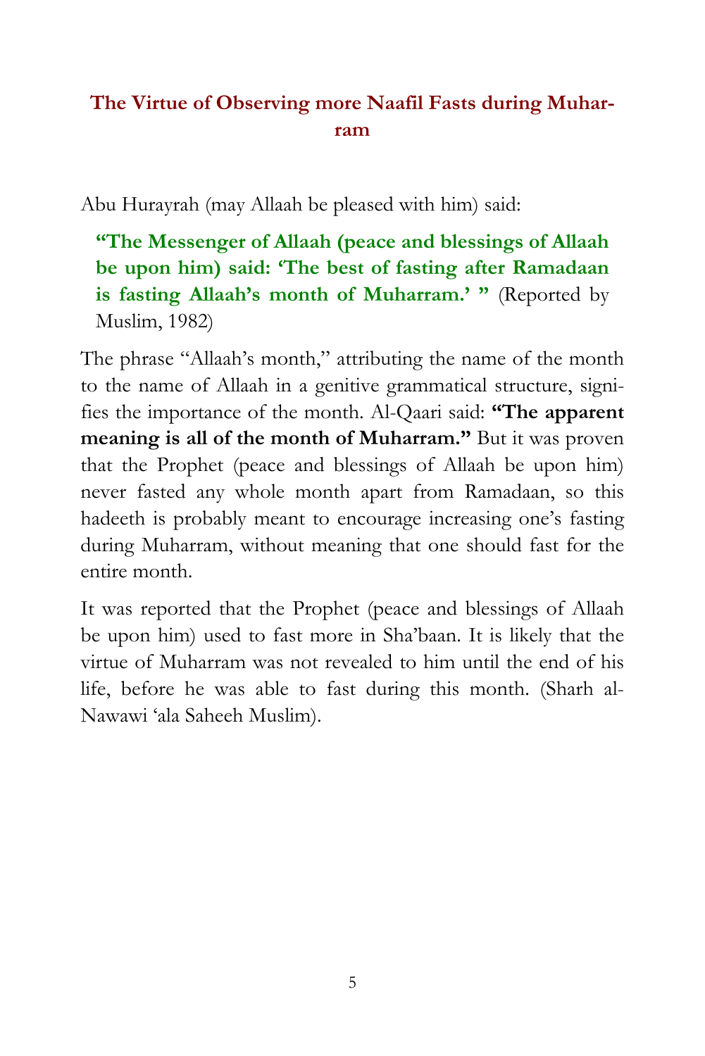## The Virtue of Observing more Naafil Fasts during Muharram

Abu Hurayrah (may Allaah be pleased with him) said:

> **"The Messenger of Allaah (peace and blessings of Allaah be upon him) said: 'The best of fasting after Ramadaan is fasting Allaah's month of Muharram.' "** (Reported by Muslim, 1982)

The phrase "Allaah's month," attributing the name of the month to the name of Allaah in a genitive grammatical structure, signifies the importance of the month. Al-Qaari said: **"The apparent meaning is all of the month of Muharram."** But it was proven that the Prophet (peace and blessings of Allaah be upon him) never fasted any whole month apart from Ramadaan, so this hadeeth is probably meant to encourage increasing one's fasting during Muharram, without meaning that one should fast for the entire month.

It was reported that the Prophet (peace and blessings of Allaah be upon him) used to fast more in Sha'baan. It is likely that the virtue of Muharram was not revealed to him until the end of his life, before he was able to fast during this month. (Sharh al-Nawawi 'ala Saheeh Muslim).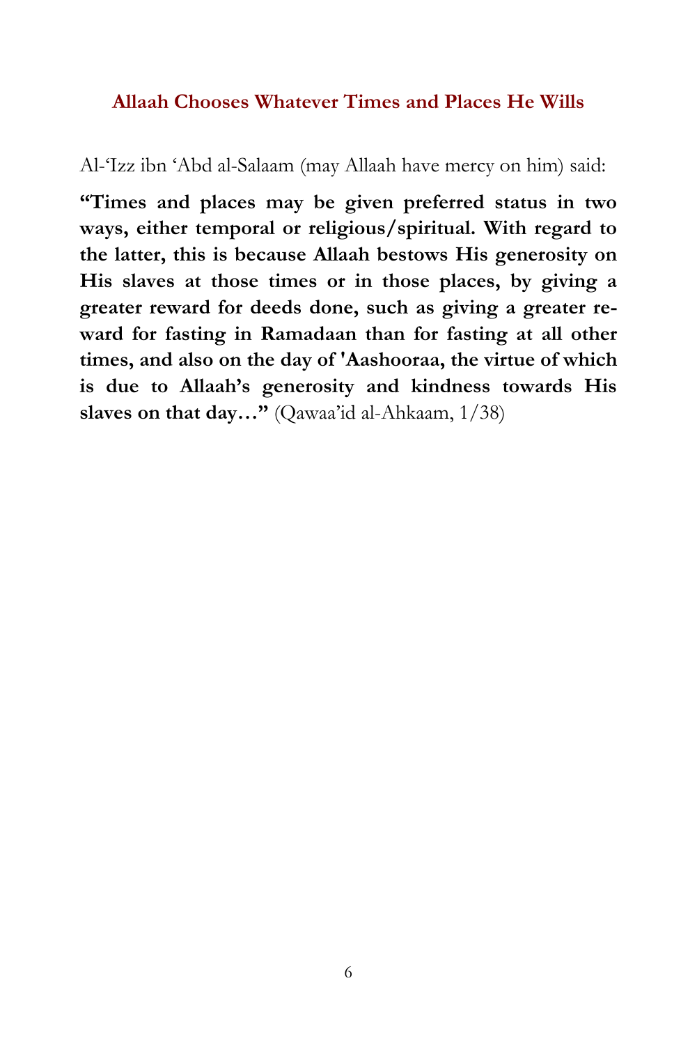## Allaah Chooses Whatever Times and Places He Wills

Al-'Izz ibn 'Abd al-Salaam (may Allaah have mercy on him) said:

**"Times and places may be given preferred status in two ways, either temporal or religious/spiritual. With regard to the latter, this is because Allaah bestows His generosity on His slaves at those times or in those places, by giving a greater reward for deeds done, such as giving a greater reward for fasting in Ramadaan than for fasting at all other times, and also on the day of 'Aashooraa, the virtue of which is due to Allaah's generosity and kindness towards His slaves on that day…"** (Qawaa'id al-Ahkaam, 1/38)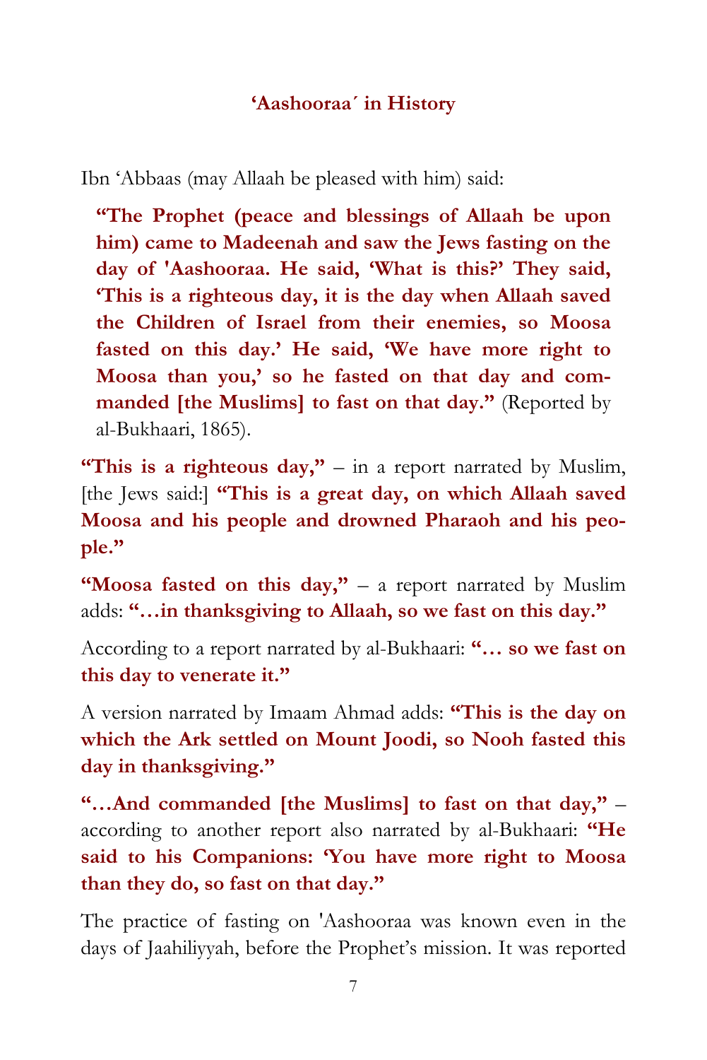### ‘Aashooraa´ in History

Ibn ‘Abbaas (may Allaah be pleased with him) said:

> **“The Prophet (peace and blessings of Allaah be upon him) came to Madeenah and saw the Jews fasting on the day of 'Aashooraa. He said, ‘What is this?’ They said, ‘This is a righteous day, it is the day when Allaah saved the Children of Israel from their enemies, so Moosa fasted on this day.’ He said, ‘We have more right to Moosa than you,’ so he fasted on that day and commanded [the Muslims] to fast on that day.”** (Reported by al-Bukhaari, 1865).

**“This is a righteous day,”** – in a report narrated by Muslim, [the Jews said:] **“This is a great day, on which Allaah saved Moosa and his people and drowned Pharaoh and his people.”**

**“Moosa fasted on this day,”** – a report narrated by Muslim adds: **“…in thanksgiving to Allaah, so we fast on this day.”**

According to a report narrated by al-Bukhaari: **“… so we fast on this day to venerate it.”**

A version narrated by Imaam Ahmad adds: **“This is the day on which the Ark settled on Mount Joodi, so Nooh fasted this day in thanksgiving.”**

**“…And commanded [the Muslims] to fast on that day,”** – according to another report also narrated by al-Bukhaari: **“He said to his Companions: ‘You have more right to Moosa than they do, so fast on that day.”**

The practice of fasting on 'Aashooraa was known even in the days of Jaahiliyyah, before the Prophet’s mission. It was reported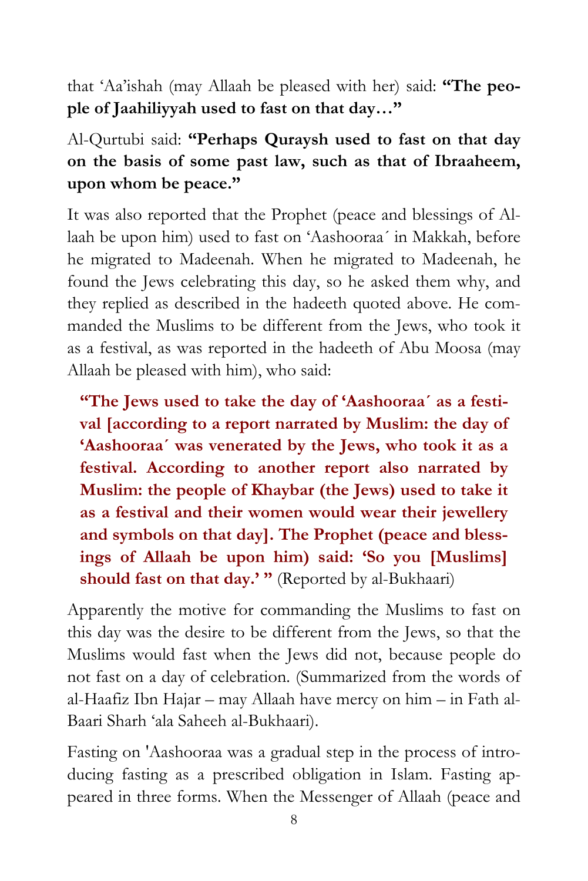that 'Aa'ishah (may Allaah be pleased with her) said: **"The people of Jaahiliyyah used to fast on that day…"**

Al-Qurtubi said: **"Perhaps Quraysh used to fast on that day on the basis of some past law, such as that of Ibraaheem, upon whom be peace."**

It was also reported that the Prophet (peace and blessings of Allaah be upon him) used to fast on 'Aashooraa´ in Makkah, before he migrated to Madeenah. When he migrated to Madeenah, he found the Jews celebrating this day, so he asked them why, and they replied as described in the hadeeth quoted above. He commanded the Muslims to be different from the Jews, who took it as a festival, as was reported in the hadeeth of Abu Moosa (may Allaah be pleased with him), who said:

> **"The Jews used to take the day of 'Aashooraa´ as a festival [according to a report narrated by Muslim: the day of 'Aashooraa´ was venerated by the Jews, who took it as a festival. According to another report also narrated by Muslim: the people of Khaybar (the Jews) used to take it as a festival and their women would wear their jewellery and symbols on that day]. The Prophet (peace and blessings of Allaah be upon him) said: 'So you [Muslims] should fast on that day.' "** (Reported by al-Bukhaari)

Apparently the motive for commanding the Muslims to fast on this day was the desire to be different from the Jews, so that the Muslims would fast when the Jews did not, because people do not fast on a day of celebration. (Summarized from the words of al-Haafiz Ibn Hajar – may Allaah have mercy on him – in Fath al-Baari Sharh 'ala Saheeh al-Bukhaari).

Fasting on 'Aashooraa was a gradual step in the process of introducing fasting as a prescribed obligation in Islam. Fasting appeared in three forms. When the Messenger of Allaah (peace and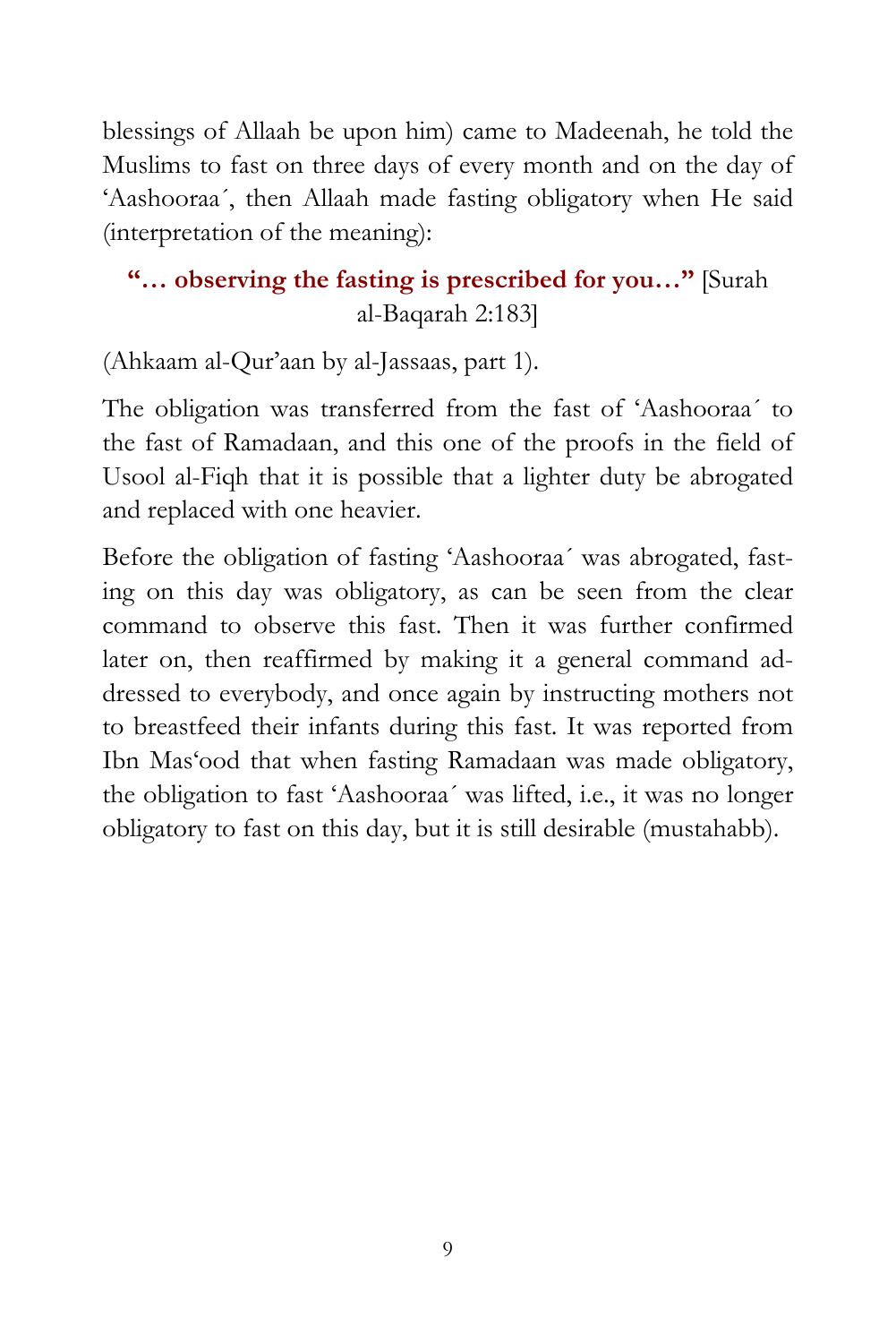blessings of Allaah be upon him) came to Madeenah, he told the Muslims to fast on three days of every month and on the day of 'Aashooraa´, then Allaah made fasting obligatory when He said (interpretation of the meaning):

**"… observing the fasting is prescribed for you…"** [Surah al-Baqarah 2:183]

(Ahkaam al-Qur'aan by al-Jassaas, part 1).

The obligation was transferred from the fast of 'Aashooraa´ to the fast of Ramadaan, and this one of the proofs in the field of Usool al-Fiqh that it is possible that a lighter duty be abrogated and replaced with one heavier.

Before the obligation of fasting 'Aashooraa´ was abrogated, fasting on this day was obligatory, as can be seen from the clear command to observe this fast. Then it was further confirmed later on, then reaffirmed by making it a general command addressed to everybody, and once again by instructing mothers not to breastfeed their infants during this fast. It was reported from Ibn Mas'ood that when fasting Ramadaan was made obligatory, the obligation to fast 'Aashooraa´ was lifted, i.e., it was no longer obligatory to fast on this day, but it is still desirable (mustahabb).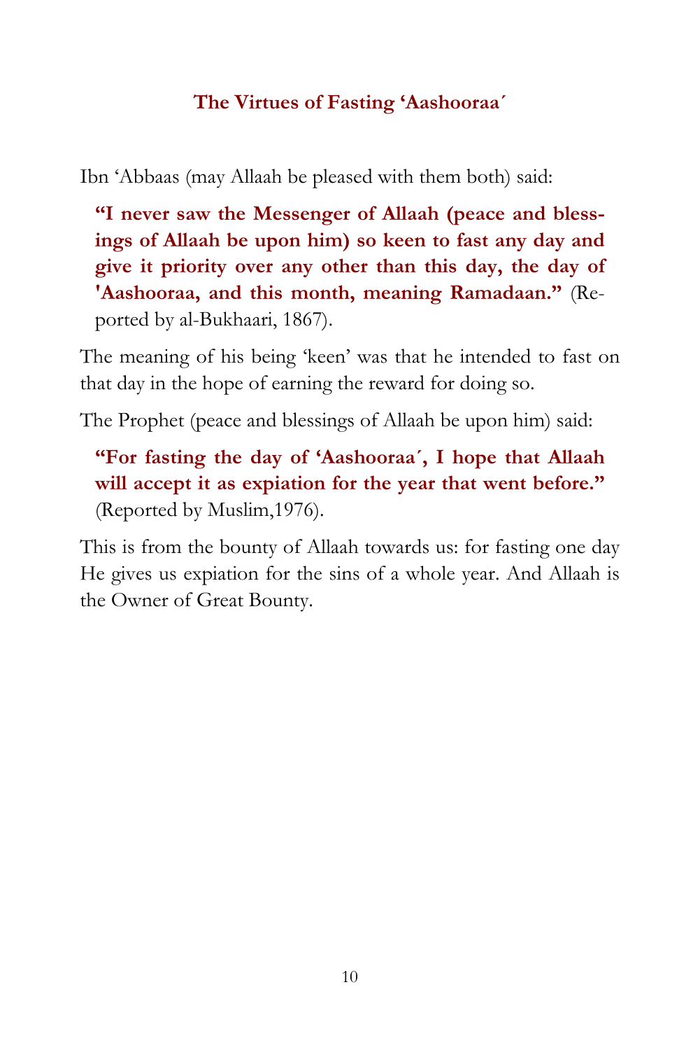### The Virtues of Fasting 'Aashooraa´

Ibn 'Abbaas (may Allaah be pleased with them both) said:

> **"I never saw the Messenger of Allaah (peace and blessings of Allaah be upon him) so keen to fast any day and give it priority over any other than this day, the day of 'Aashooraa, and this month, meaning Ramadaan."** (Reported by al-Bukhaari, 1867).

The meaning of his being 'keen' was that he intended to fast on that day in the hope of earning the reward for doing so.

The Prophet (peace and blessings of Allaah be upon him) said:

> **"For fasting the day of 'Aashooraa´, I hope that Allaah will accept it as expiation for the year that went before."** (Reported by Muslim,1976).

This is from the bounty of Allaah towards us: for fasting one day He gives us expiation for the sins of a whole year. And Allaah is the Owner of Great Bounty.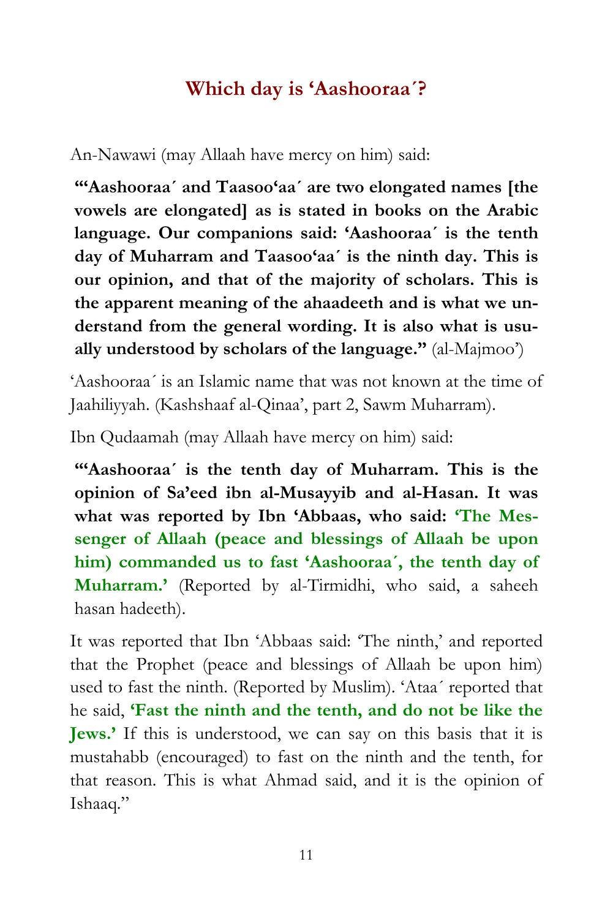## Which day is 'Aashooraa´?

An-Nawawi (may Allaah have mercy on him) said:

**"'Aashooraa´ and Taasoo'aa´ are two elongated names [the vowels are elongated] as is stated in books on the Arabic language. Our companions said: 'Aashooraa´ is the tenth day of Muharram and Taasoo'aa´ is the ninth day. This is our opinion, and that of the majority of scholars. This is the apparent meaning of the ahaadeeth and is what we understand from the general wording. It is also what is usually understood by scholars of the language."** (al-Majmoo')

'Aashooraa´ is an Islamic name that was not known at the time of Jaahiliyyah. (Kashshaaf al-Qinaa', part 2, Sawm Muharram).

Ibn Qudaamah (may Allaah have mercy on him) said:

**"'Aashooraa´ is the tenth day of Muharram. This is the opinion of Sa'eed ibn al-Musayyib and al-Hasan. It was what was reported by Ibn 'Abbaas, who said: 'The Messenger of Allaah (peace and blessings of Allaah be upon him) commanded us to fast 'Aashooraa´, the tenth day of Muharram.'** (Reported by al-Tirmidhi, who said, a saheeh hasan hadeeth).

It was reported that Ibn 'Abbaas said: 'The ninth,' and reported that the Prophet (peace and blessings of Allaah be upon him) used to fast the ninth. (Reported by Muslim). 'Ataa´ reported that he said, **'Fast the ninth and the tenth, and do not be like the Jews.'** If this is understood, we can say on this basis that it is mustahabb (encouraged) to fast on the ninth and the tenth, for that reason. This is what Ahmad said, and it is the opinion of Ishaaq."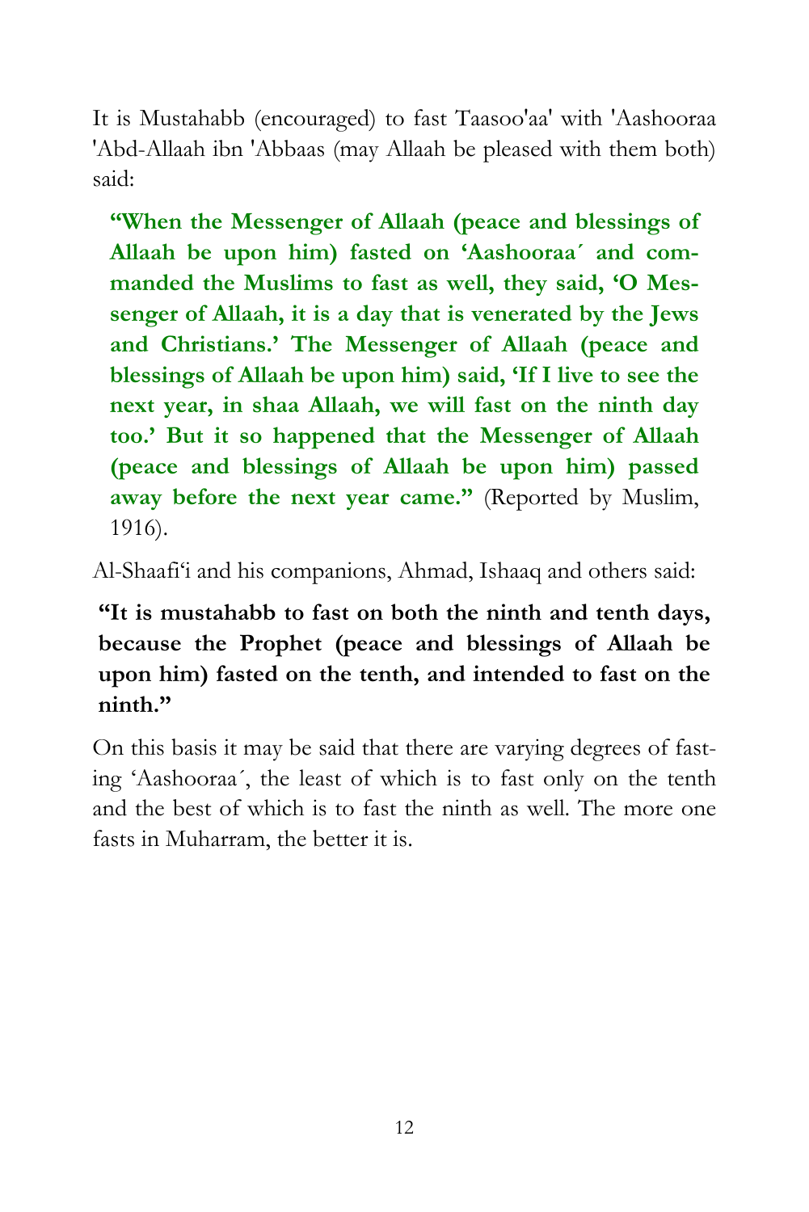It is Mustahabb (encouraged) to fast Taasoo'aa' with 'Aashooraa 'Abd-Allaah ibn 'Abbaas (may Allaah be pleased with them both) said:

> **"When the Messenger of Allaah (peace and blessings of Allaah be upon him) fasted on 'Aashooraa´ and commanded the Muslims to fast as well, they said, 'O Messenger of Allaah, it is a day that is venerated by the Jews and Christians.' The Messenger of Allaah (peace and blessings of Allaah be upon him) said, 'If I live to see the next year, in shaa Allaah, we will fast on the ninth day too.' But it so happened that the Messenger of Allaah (peace and blessings of Allaah be upon him) passed away before the next year came."** (Reported by Muslim, 1916).

Al-Shaafi'i and his companions, Ahmad, Ishaaq and others said:

> **"It is mustahabb to fast on both the ninth and tenth days, because the Prophet (peace and blessings of Allaah be upon him) fasted on the tenth, and intended to fast on the ninth."**

On this basis it may be said that there are varying degrees of fasting 'Aashooraa´, the least of which is to fast only on the tenth and the best of which is to fast the ninth as well. The more one fasts in Muharram, the better it is.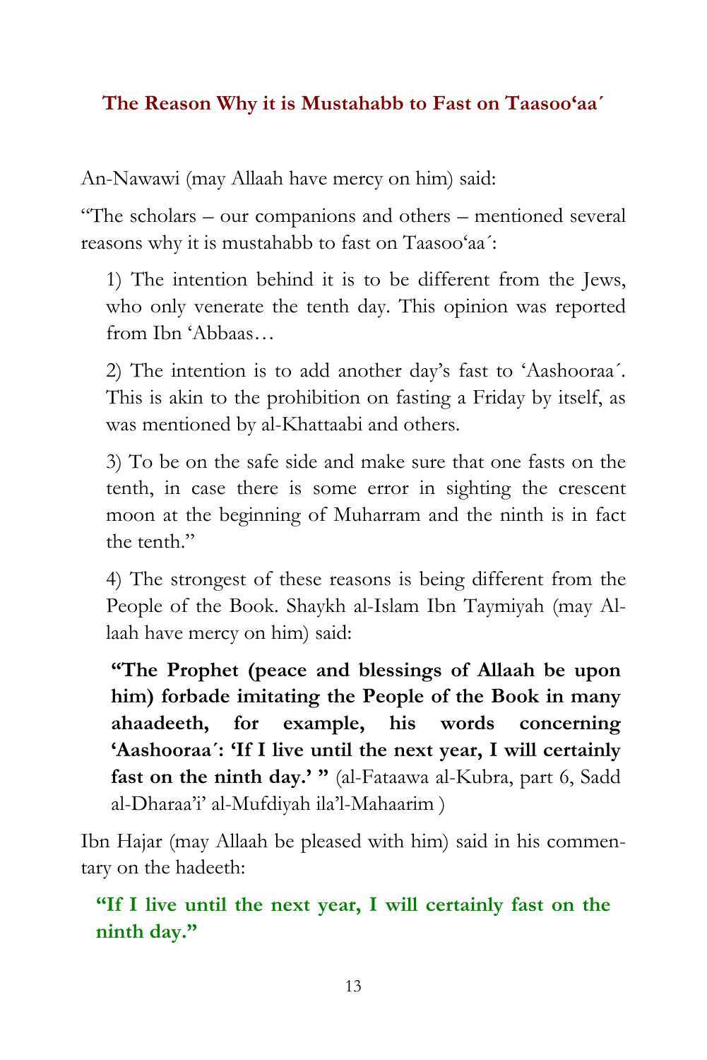## The Reason Why it is Mustahabb to Fast on Taasoo'aa´

An-Nawawi (may Allaah have mercy on him) said:

"The scholars – our companions and others – mentioned several reasons why it is mustahabb to fast on Taasoo'aa´:

> 1) The intention behind it is to be different from the Jews, who only venerate the tenth day. This opinion was reported from Ibn 'Abbaas…
>
> 2) The intention is to add another day's fast to 'Aashooraa´. This is akin to the prohibition on fasting a Friday by itself, as was mentioned by al-Khattaabi and others.
>
> 3) To be on the safe side and make sure that one fasts on the tenth, in case there is some error in sighting the crescent moon at the beginning of Muharram and the ninth is in fact the tenth."
>
> 4) The strongest of these reasons is being different from the People of the Book. Shaykh al-Islam Ibn Taymiyah (may Allaah have mercy on him) said:
>
> **"The Prophet (peace and blessings of Allaah be upon him) forbade imitating the People of the Book in many ahaadeeth, for example, his words concerning 'Aashooraa´: 'If I live until the next year, I will certainly fast on the ninth day.' "** (al-Fataawa al-Kubra, part 6, Sadd al-Dharaa'i' al-Mufdiyah ila'l-Mahaarim )

Ibn Hajar (may Allaah be pleased with him) said in his commentary on the hadeeth:

> **"If I live until the next year, I will certainly fast on the ninth day."**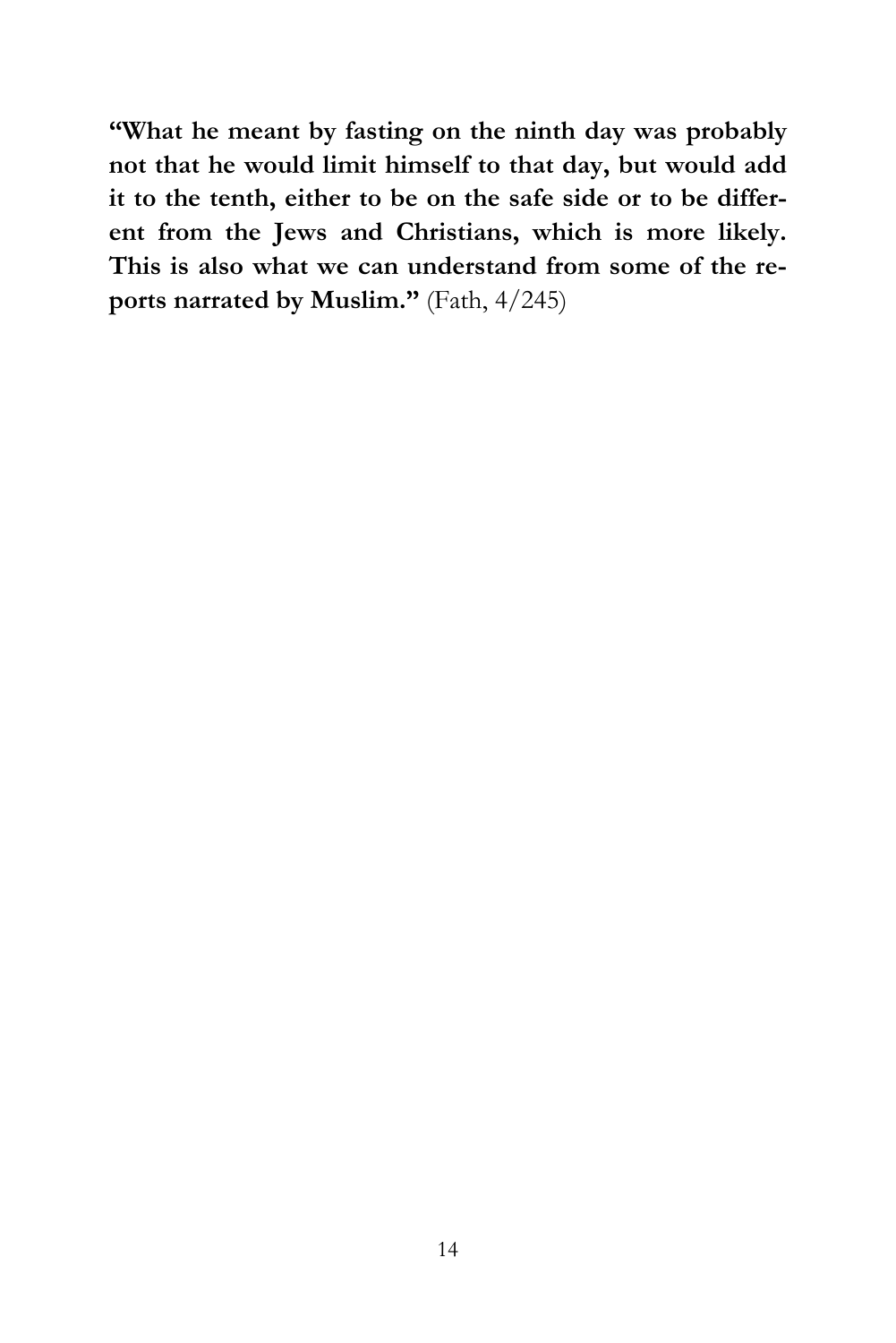**"What he meant by fasting on the ninth day was probably not that he would limit himself to that day, but would add it to the tenth, either to be on the safe side or to be different from the Jews and Christians, which is more likely. This is also what we can understand from some of the reports narrated by Muslim."** (Fath, 4/245)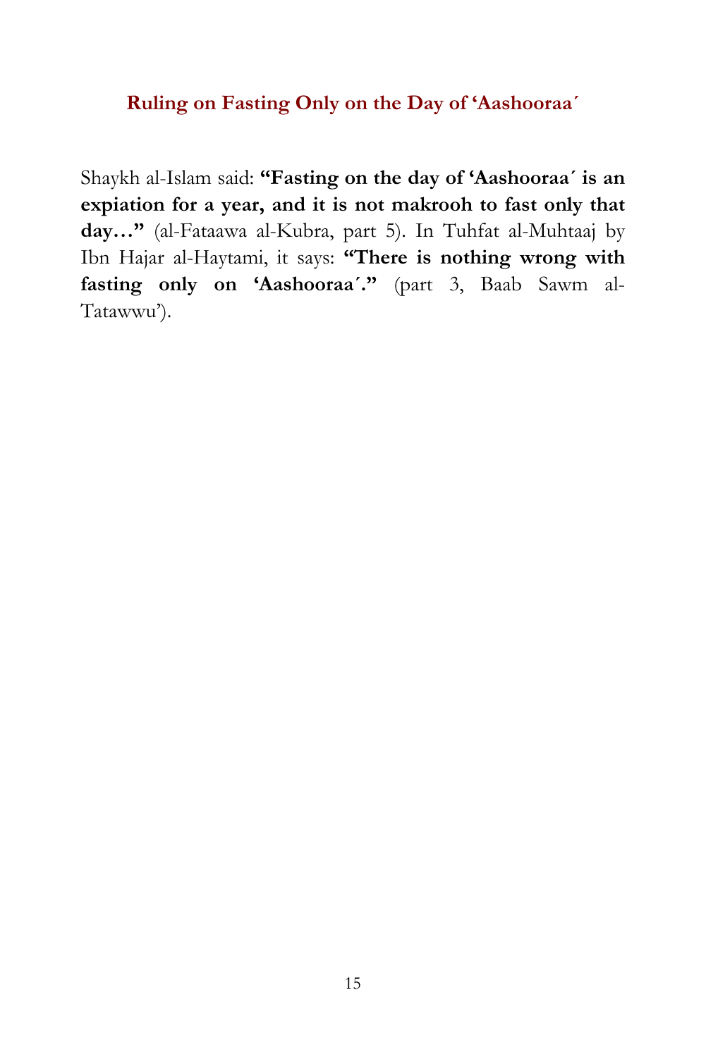## Ruling on Fasting Only on the Day of 'Aashooraa´

Shaykh al-Islam said: **"Fasting on the day of 'Aashooraa´ is an expiation for a year, and it is not makrooh to fast only that day…"** (al-Fataawa al-Kubra, part 5). In Tuhfat al-Muhtaaj by Ibn Hajar al-Haytami, it says: **"There is nothing wrong with fasting only on 'Aashooraa´."** (part 3, Baab Sawm al-Tatawwu').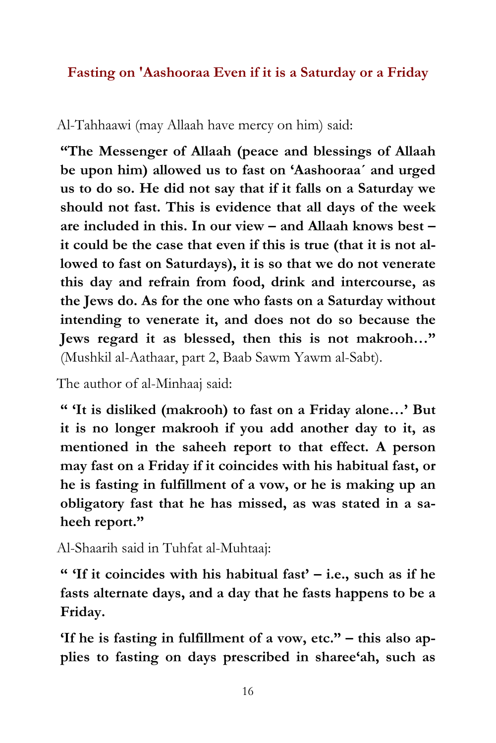## Fasting on 'Aashooraa Even if it is a Saturday or a Friday

Al-Tahhaawi (may Allaah have mercy on him) said:

**"The Messenger of Allaah (peace and blessings of Allaah be upon him) allowed us to fast on 'Aashooraa´ and urged us to do so. He did not say that if it falls on a Saturday we should not fast. This is evidence that all days of the week are included in this. In our view – and Allaah knows best – it could be the case that even if this is true (that it is not allowed to fast on Saturdays), it is so that we do not venerate this day and refrain from food, drink and intercourse, as the Jews do. As for the one who fasts on a Saturday without intending to venerate it, and does not do so because the Jews regard it as blessed, then this is not makrooh…"** (Mushkil al-Aathaar, part 2, Baab Sawm Yawm al-Sabt).

The author of al-Minhaaj said:

**" 'It is disliked (makrooh) to fast on a Friday alone…' But it is no longer makrooh if you add another day to it, as mentioned in the saheeh report to that effect. A person may fast on a Friday if it coincides with his habitual fast, or he is fasting in fulfillment of a vow, or he is making up an obligatory fast that he has missed, as was stated in a saheeh report."**

Al-Shaarih said in Tuhfat al-Muhtaaj:

**" 'If it coincides with his habitual fast' – i.e., such as if he fasts alternate days, and a day that he fasts happens to be a Friday.**

**'If he is fasting in fulfillment of a vow, etc." – this also applies to fasting on days prescribed in sharee'ah, such as**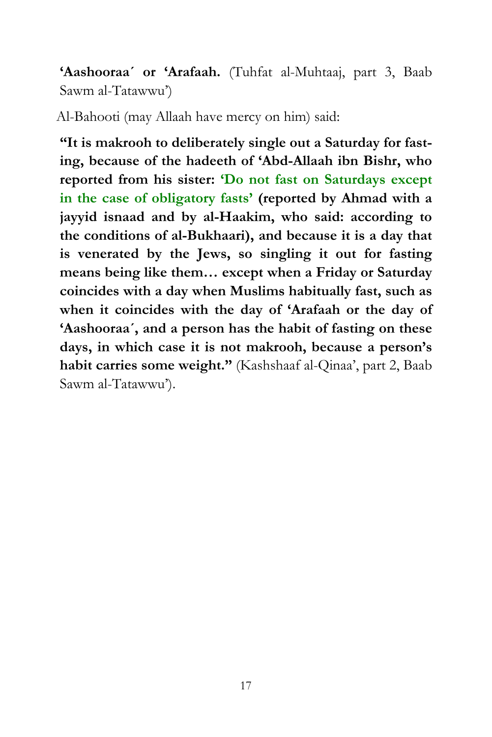**'Aashooraa´ or 'Arafaah.** (Tuhfat al-Muhtaaj, part 3, Baab Sawm al-Tatawwu')

Al-Bahooti (may Allaah have mercy on him) said:

**"It is makrooh to deliberately single out a Saturday for fasting, because of the hadeeth of 'Abd-Allaah ibn Bishr, who reported from his sister: 'Do not fast on Saturdays except in the case of obligatory fasts' (reported by Ahmad with a jayyid isnaad and by al-Haakim, who said: according to the conditions of al-Bukhaari), and because it is a day that is venerated by the Jews, so singling it out for fasting means being like them… except when a Friday or Saturday coincides with a day when Muslims habitually fast, such as when it coincides with the day of 'Arafaah or the day of 'Aashooraa´, and a person has the habit of fasting on these days, in which case it is not makrooh, because a person's habit carries some weight."** (Kashshaaf al-Qinaa', part 2, Baab Sawm al-Tatawwu').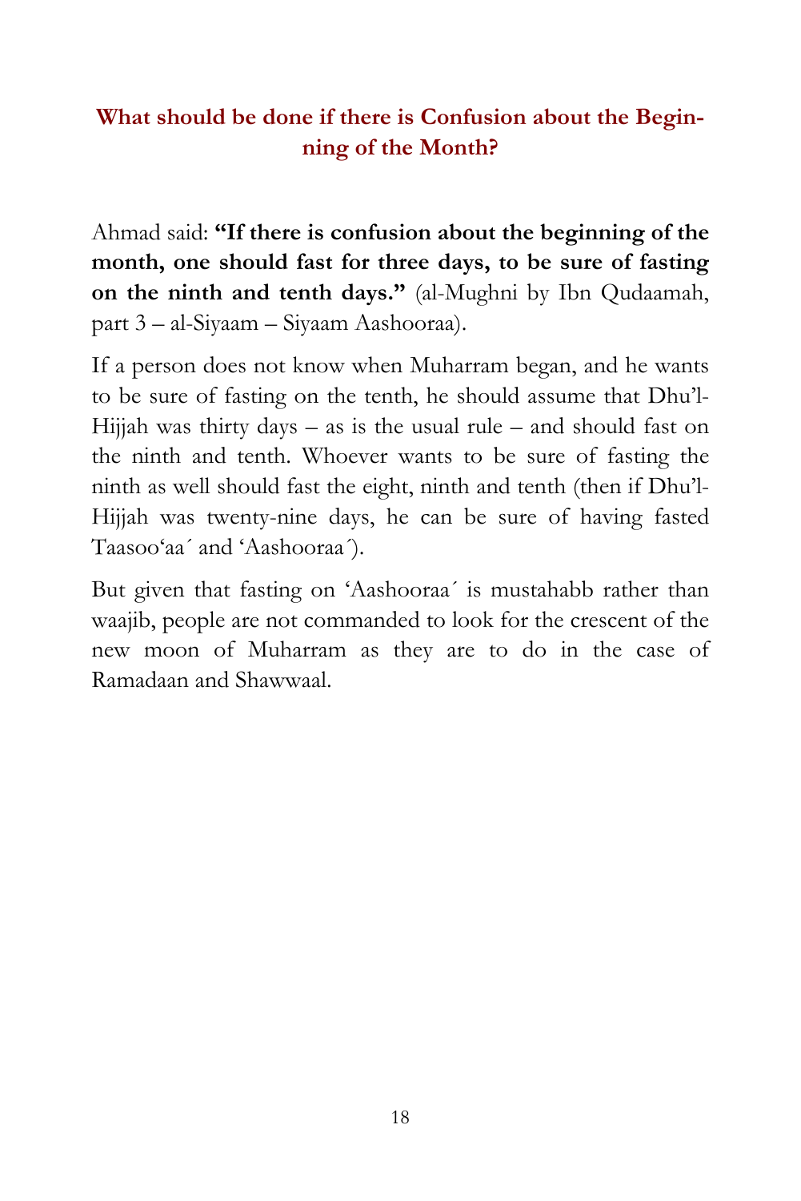## What should be done if there is Confusion about the Beginning of the Month?

Ahmad said: **"If there is confusion about the beginning of the month, one should fast for three days, to be sure of fasting on the ninth and tenth days."** (al-Mughni by Ibn Qudaamah, part 3 – al-Siyaam – Siyaam Aashooraa).

If a person does not know when Muharram began, and he wants to be sure of fasting on the tenth, he should assume that Dhu'l-Hijjah was thirty days – as is the usual rule – and should fast on the ninth and tenth. Whoever wants to be sure of fasting the ninth as well should fast the eight, ninth and tenth (then if Dhu'l-Hijjah was twenty-nine days, he can be sure of having fasted Taasoo'aa´ and 'Aashooraa´).

But given that fasting on 'Aashooraa´ is mustahabb rather than waajib, people are not commanded to look for the crescent of the new moon of Muharram as they are to do in the case of Ramadaan and Shawwaal.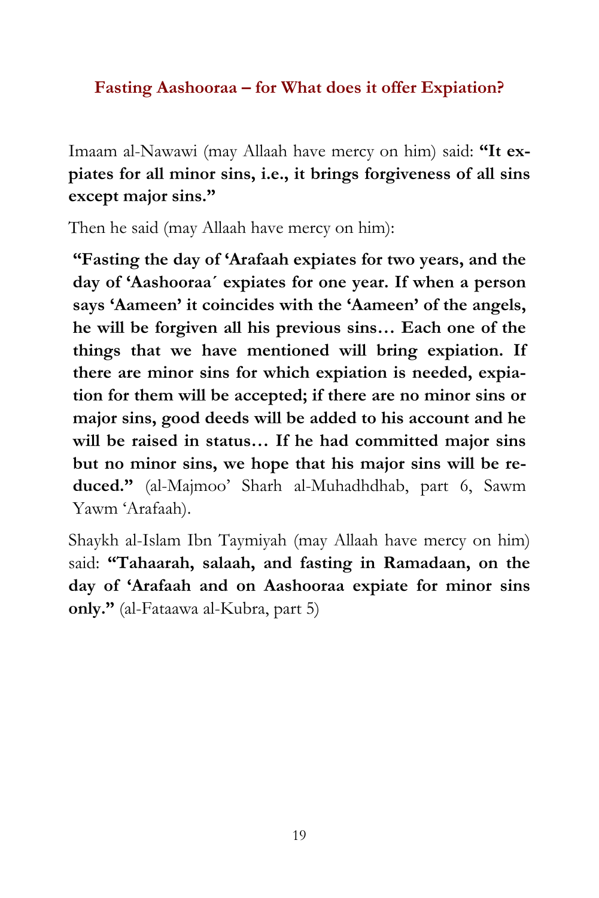## Fasting Aashooraa – for What does it offer Expiation?

Imaam al-Nawawi (may Allaah have mercy on him) said: **"It expiates for all minor sins, i.e., it brings forgiveness of all sins except major sins."**

Then he said (may Allaah have mercy on him):

> **"Fasting the day of 'Arafaah expiates for two years, and the day of 'Aashooraa´ expiates for one year. If when a person says 'Aameen' it coincides with the 'Aameen' of the angels, he will be forgiven all his previous sins… Each one of the things that we have mentioned will bring expiation. If there are minor sins for which expiation is needed, expiation for them will be accepted; if there are no minor sins or major sins, good deeds will be added to his account and he will be raised in status… If he had committed major sins but no minor sins, we hope that his major sins will be reduced."** (al-Majmoo' Sharh al-Muhadhdhab, part 6, Sawm Yawm 'Arafaah).

Shaykh al-Islam Ibn Taymiyah (may Allaah have mercy on him) said: **"Tahaarah, salaah, and fasting in Ramadaan, on the day of 'Arafaah and on Aashooraa expiate for minor sins only."** (al-Fataawa al-Kubra, part 5)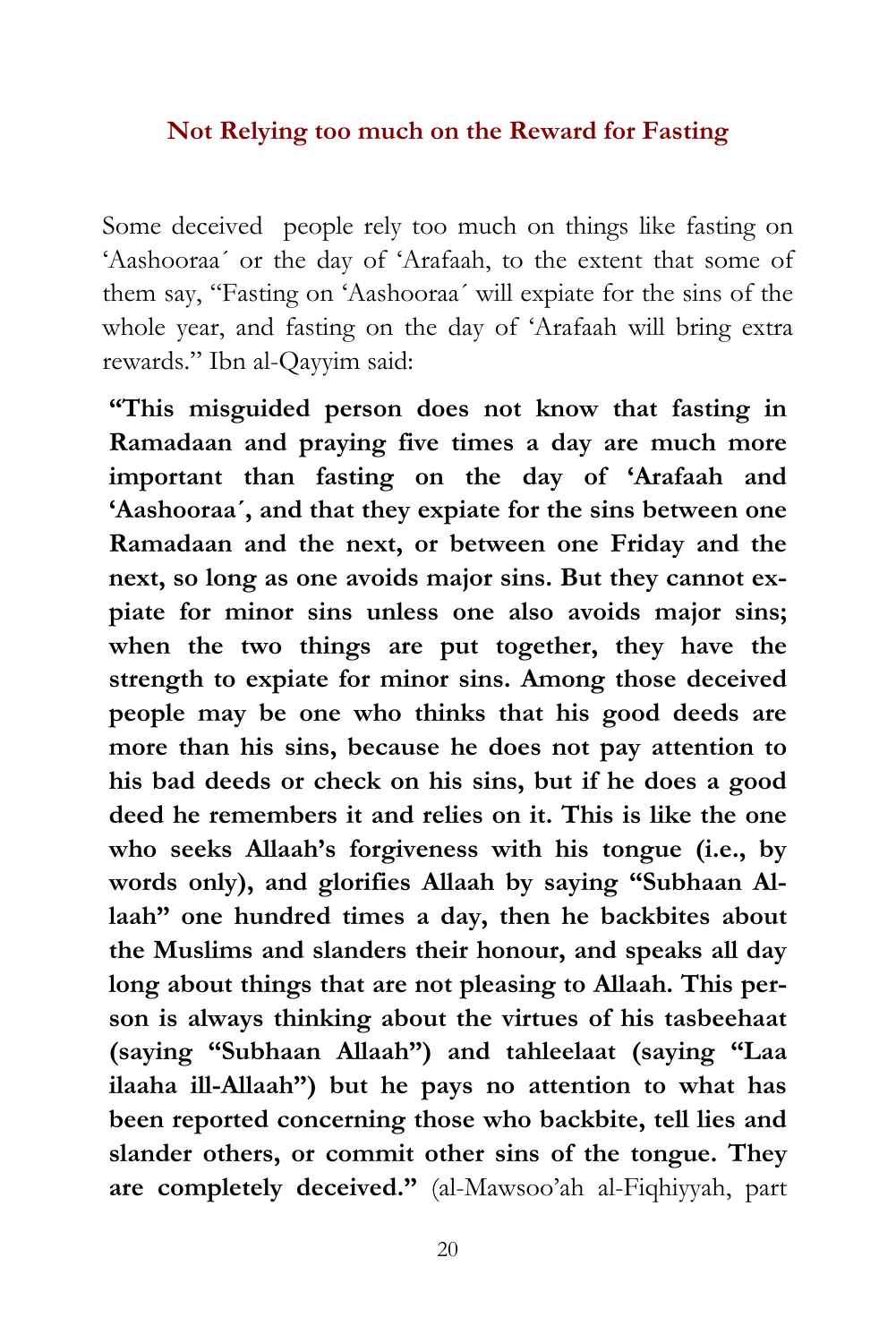## Not Relying too much on the Reward for Fasting

Some deceived people rely too much on things like fasting on 'Aashooraa´ or the day of 'Arafaah, to the extent that some of them say, "Fasting on 'Aashooraa´ will expiate for the sins of the whole year, and fasting on the day of 'Arafaah will bring extra rewards." Ibn al-Qayyim said:

**"This misguided person does not know that fasting in Ramadaan and praying five times a day are much more important than fasting on the day of 'Arafaah and 'Aashooraa´, and that they expiate for the sins between one Ramadaan and the next, or between one Friday and the next, so long as one avoids major sins. But they cannot expiate for minor sins unless one also avoids major sins; when the two things are put together, they have the strength to expiate for minor sins. Among those deceived people may be one who thinks that his good deeds are more than his sins, because he does not pay attention to his bad deeds or check on his sins, but if he does a good deed he remembers it and relies on it. This is like the one who seeks Allaah's forgiveness with his tongue (i.e., by words only), and glorifies Allaah by saying "Subhaan Allaah" one hundred times a day, then he backbites about the Muslims and slanders their honour, and speaks all day long about things that are not pleasing to Allaah. This person is always thinking about the virtues of his tasbeehaat (saying "Subhaan Allaah") and tahleelaat (saying "Laa ilaaha ill-Allaah") but he pays no attention to what has been reported concerning those who backbite, tell lies and slander others, or commit other sins of the tongue. They are completely deceived."** (al-Mawsoo'ah al-Fiqhiyyah, part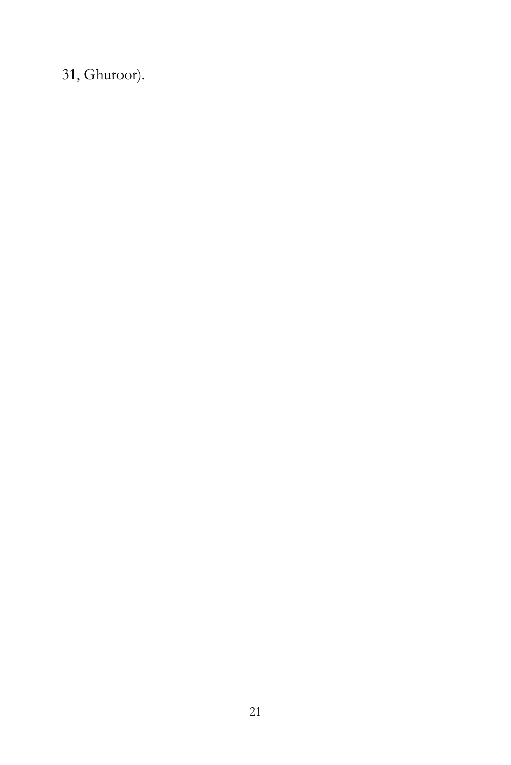31, Ghuroor).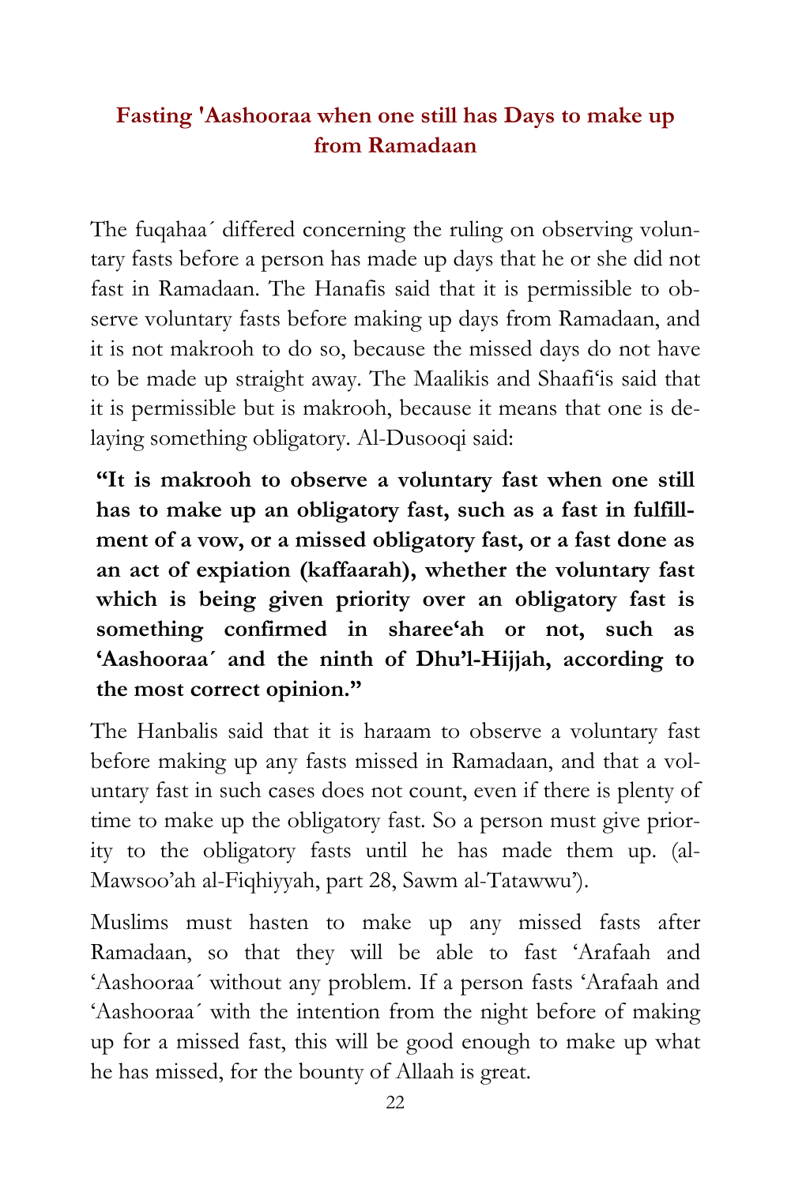## Fasting 'Aashooraa when one still has Days to make up from Ramadaan

The fuqahaa´ differed concerning the ruling on observing voluntary fasts before a person has made up days that he or she did not fast in Ramadaan. The Hanafis said that it is permissible to observe voluntary fasts before making up days from Ramadaan, and it is not makrooh to do so, because the missed days do not have to be made up straight away. The Maalikis and Shaafi'is said that it is permissible but is makrooh, because it means that one is delaying something obligatory. Al-Dusooqi said:

**"It is makrooh to observe a voluntary fast when one still has to make up an obligatory fast, such as a fast in fulfillment of a vow, or a missed obligatory fast, or a fast done as an act of expiation (kaffaarah), whether the voluntary fast which is being given priority over an obligatory fast is something confirmed in sharee'ah or not, such as 'Aashooraa´ and the ninth of Dhu'l-Hijjah, according to the most correct opinion."**

The Hanbalis said that it is haraam to observe a voluntary fast before making up any fasts missed in Ramadaan, and that a voluntary fast in such cases does not count, even if there is plenty of time to make up the obligatory fast. So a person must give priority to the obligatory fasts until he has made them up. (al-Mawsoo'ah al-Fiqhiyyah, part 28, Sawm al-Tatawwu').

Muslims must hasten to make up any missed fasts after Ramadaan, so that they will be able to fast 'Arafaah and 'Aashooraa´ without any problem. If a person fasts 'Arafaah and 'Aashooraa´ with the intention from the night before of making up for a missed fast, this will be good enough to make up what he has missed, for the bounty of Allaah is great.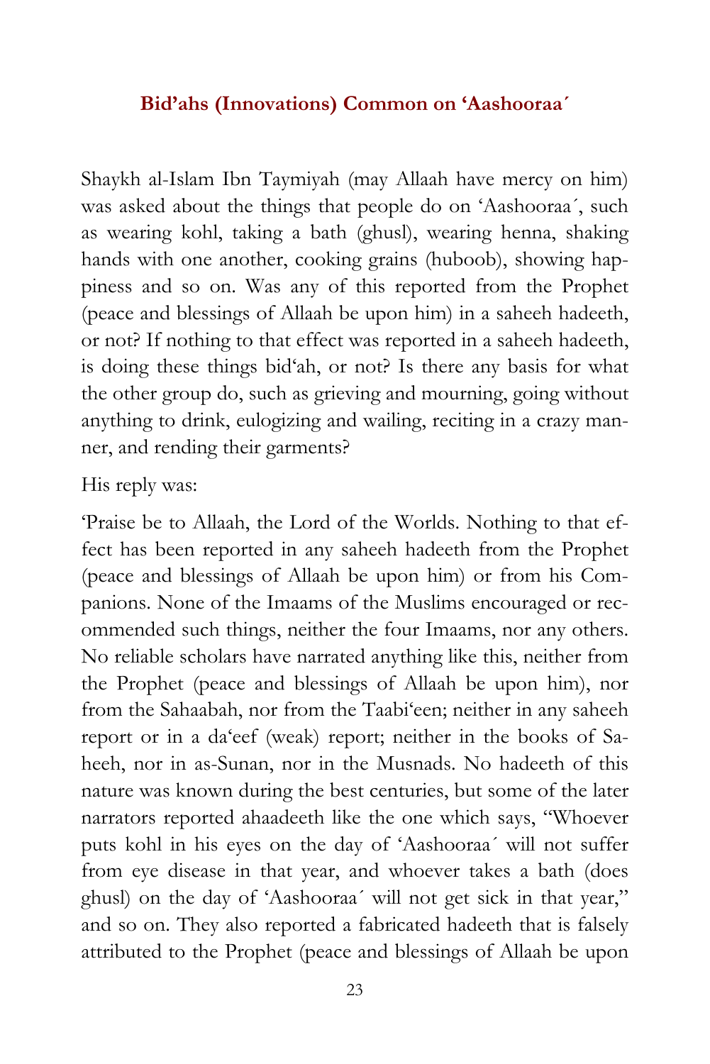## Bid'ahs (Innovations) Common on 'Aashooraa´

Shaykh al-Islam Ibn Taymiyah (may Allaah have mercy on him) was asked about the things that people do on 'Aashooraa´, such as wearing kohl, taking a bath (ghusl), wearing henna, shaking hands with one another, cooking grains (huboob), showing happiness and so on. Was any of this reported from the Prophet (peace and blessings of Allaah be upon him) in a saheeh hadeeth, or not? If nothing to that effect was reported in a saheeh hadeeth, is doing these things bid'ah, or not? Is there any basis for what the other group do, such as grieving and mourning, going without anything to drink, eulogizing and wailing, reciting in a crazy manner, and rending their garments?

His reply was:

'Praise be to Allaah, the Lord of the Worlds. Nothing to that effect has been reported in any saheeh hadeeth from the Prophet (peace and blessings of Allaah be upon him) or from his Companions. None of the Imaams of the Muslims encouraged or recommended such things, neither the four Imaams, nor any others. No reliable scholars have narrated anything like this, neither from the Prophet (peace and blessings of Allaah be upon him), nor from the Sahaabah, nor from the Taabi'een; neither in any saheeh report or in a da'eef (weak) report; neither in the books of Saheeh, nor in as-Sunan, nor in the Musnads. No hadeeth of this nature was known during the best centuries, but some of the later narrators reported ahaadeeth like the one which says, "Whoever puts kohl in his eyes on the day of 'Aashooraa´ will not suffer from eye disease in that year, and whoever takes a bath (does ghusl) on the day of 'Aashooraa´ will not get sick in that year," and so on. They also reported a fabricated hadeeth that is falsely attributed to the Prophet (peace and blessings of Allaah be upon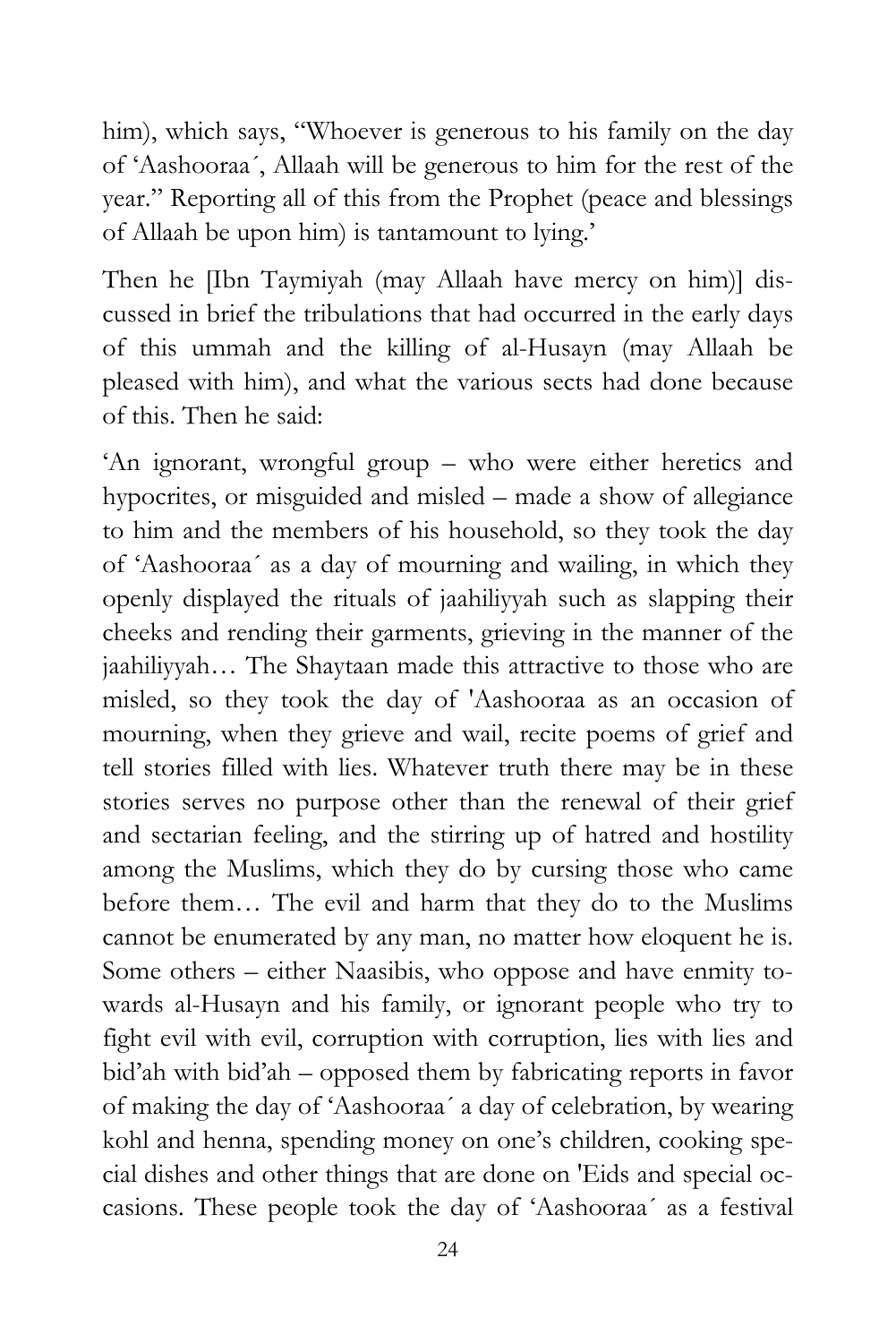him), which says, "Whoever is generous to his family on the day of 'Aashooraa´, Allaah will be generous to him for the rest of the year." Reporting all of this from the Prophet (peace and blessings of Allaah be upon him) is tantamount to lying.'

Then he [Ibn Taymiyah (may Allaah have mercy on him)] discussed in brief the tribulations that had occurred in the early days of this ummah and the killing of al-Husayn (may Allaah be pleased with him), and what the various sects had done because of this. Then he said:

'An ignorant, wrongful group – who were either heretics and hypocrites, or misguided and misled – made a show of allegiance to him and the members of his household, so they took the day of 'Aashooraa´ as a day of mourning and wailing, in which they openly displayed the rituals of jaahiliyyah such as slapping their cheeks and rending their garments, grieving in the manner of the jaahiliyyah… The Shaytaan made this attractive to those who are misled, so they took the day of 'Aashooraa as an occasion of mourning, when they grieve and wail, recite poems of grief and tell stories filled with lies. Whatever truth there may be in these stories serves no purpose other than the renewal of their grief and sectarian feeling, and the stirring up of hatred and hostility among the Muslims, which they do by cursing those who came before them… The evil and harm that they do to the Muslims cannot be enumerated by any man, no matter how eloquent he is. Some others – either Naasibis, who oppose and have enmity towards al-Husayn and his family, or ignorant people who try to fight evil with evil, corruption with corruption, lies with lies and bid'ah with bid'ah – opposed them by fabricating reports in favor of making the day of 'Aashooraa´ a day of celebration, by wearing kohl and henna, spending money on one's children, cooking special dishes and other things that are done on 'Eids and special occasions. These people took the day of 'Aashooraa´ as a festival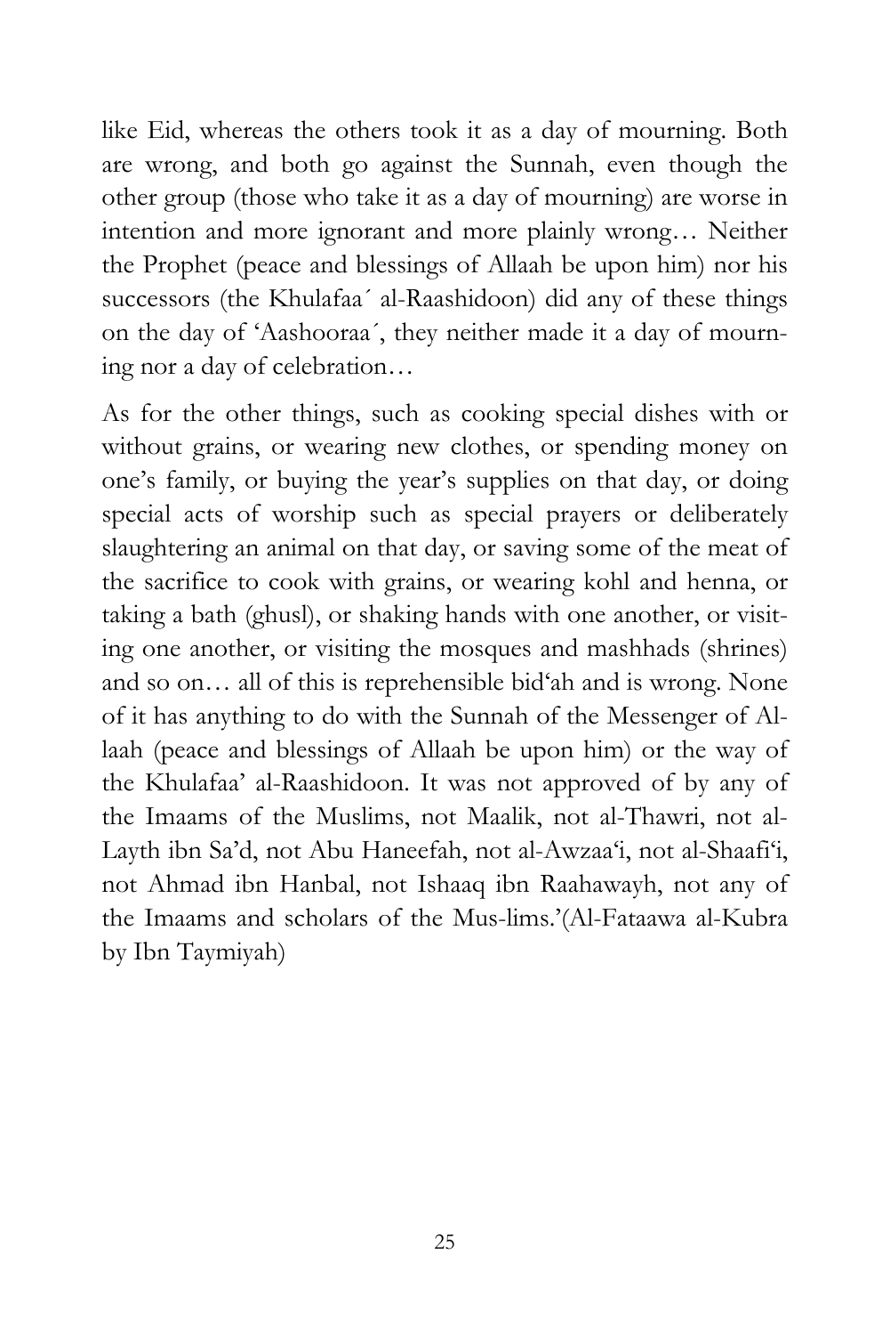like Eid, whereas the others took it as a day of mourning. Both are wrong, and both go against the Sunnah, even though the other group (those who take it as a day of mourning) are worse in intention and more ignorant and more plainly wrong… Neither the Prophet (peace and blessings of Allaah be upon him) nor his successors (the Khulafaa´ al-Raashidoon) did any of these things on the day of 'Aashooraa´, they neither made it a day of mourning nor a day of celebration…

As for the other things, such as cooking special dishes with or without grains, or wearing new clothes, or spending money on one's family, or buying the year's supplies on that day, or doing special acts of worship such as special prayers or deliberately slaughtering an animal on that day, or saving some of the meat of the sacrifice to cook with grains, or wearing kohl and henna, or taking a bath (ghusl), or shaking hands with one another, or visiting one another, or visiting the mosques and mashhads (shrines) and so on… all of this is reprehensible bid'ah and is wrong. None of it has anything to do with the Sunnah of the Messenger of Allaah (peace and blessings of Allaah be upon him) or the way of the Khulafaa' al-Raashidoon. It was not approved of by any of the Imaams of the Muslims, not Maalik, not al-Thawri, not al-Layth ibn Sa'd, not Abu Haneefah, not al-Awzaa'i, not al-Shaafi'i, not Ahmad ibn Hanbal, not Ishaaq ibn Raahawayh, not any of the Imaams and scholars of the Muslims.'(Al-Fataawa al-Kubra by Ibn Taymiyah)